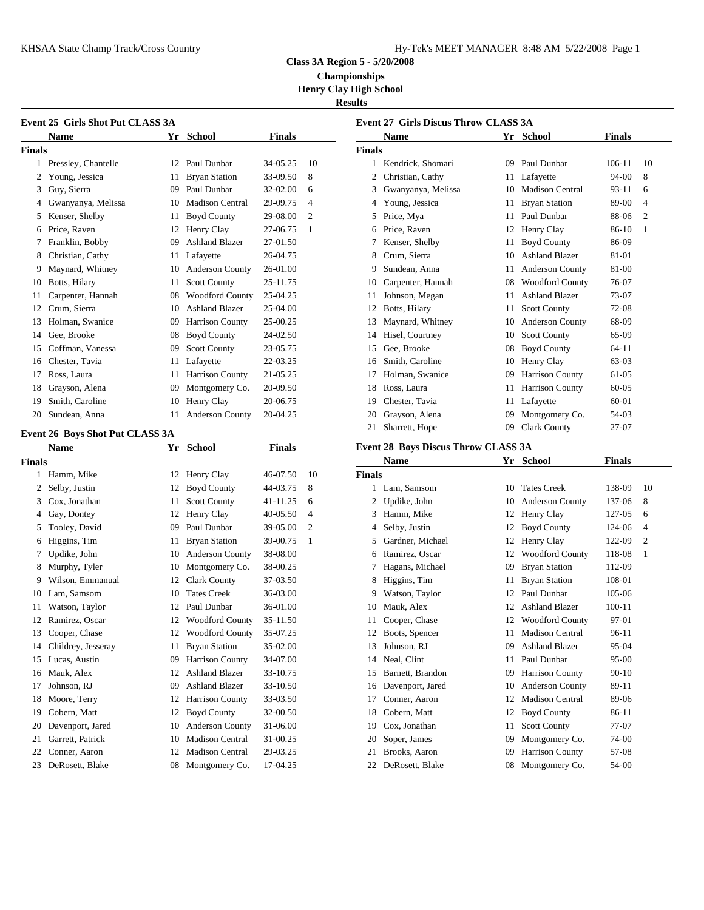## Class 3A Region 5 - 5/20/2008

**Championships**

**Henry Clay High School**

**Results**

### Event 25 Girls Shot Put CLASS 3A

| | Name | Yr | School | Finals | |
|---|---|---|---|---|---|
| **Finals** | | | | | |
| 1 | Pressley, Chantelle | 12 | Paul Dunbar | 34-05.25 | 10 |
| 2 | Young, Jessica | 11 | Bryan Station | 33-09.50 | 8 |
| 3 | Guy, Sierra | 09 | Paul Dunbar | 32-02.00 | 6 |
| 4 | Gwanyanya, Melissa | 10 | Madison Central | 29-09.75 | 4 |
| 5 | Kenser, Shelby | 11 | Boyd County | 29-08.00 | 2 |
| 6 | Price, Raven | 12 | Henry Clay | 27-06.75 | 1 |
| 7 | Franklin, Bobby | 09 | Ashland Blazer | 27-01.50 | |
| 8 | Christian, Cathy | 11 | Lafayette | 26-04.75 | |
| 9 | Maynard, Whitney | 10 | Anderson County | 26-01.00 | |
| 10 | Botts, Hilary | 11 | Scott County | 25-11.75 | |
| 11 | Carpenter, Hannah | 08 | Woodford County | 25-04.25 | |
| 12 | Crum, Sierra | 10 | Ashland Blazer | 25-04.00 | |
| 13 | Holman, Swanice | 09 | Harrison County | 25-00.25 | |
| 14 | Gee, Brooke | 08 | Boyd County | 24-02.50 | |
| 15 | Coffman, Vanessa | 09 | Scott County | 23-05.75 | |
| 16 | Chester, Tavia | 11 | Lafayette | 22-03.25 | |
| 17 | Ross, Laura | 11 | Harrison County | 21-05.25 | |
| 18 | Grayson, Alena | 09 | Montgomery Co. | 20-09.50 | |
| 19 | Smith, Caroline | 10 | Henry Clay | 20-06.75 | |
| 20 | Sundean, Anna | 11 | Anderson County | 20-04.25 | |

### Event 26 Boys Shot Put CLASS 3A

| | Name | Yr | School | Finals | |
|---|---|---|---|---|---|
| **Finals** | | | | | |
| 1 | Hamm, Mike | 12 | Henry Clay | 46-07.50 | 10 |
| 2 | Selby, Justin | 12 | Boyd County | 44-03.75 | 8 |
| 3 | Cox, Jonathan | 11 | Scott County | 41-11.25 | 6 |
| 4 | Gay, Dontey | 12 | Henry Clay | 40-05.50 | 4 |
| 5 | Tooley, David | 09 | Paul Dunbar | 39-05.00 | 2 |
| 6 | Higgins, Tim | 11 | Bryan Station | 39-00.75 | 1 |
| 7 | Updike, John | 10 | Anderson County | 38-08.00 | |
| 8 | Murphy, Tyler | 10 | Montgomery Co. | 38-00.25 | |
| 9 | Wilson, Emmanual | 12 | Clark County | 37-03.50 | |
| 10 | Lam, Samsom | 10 | Tates Creek | 36-03.00 | |
| 11 | Watson, Taylor | 12 | Paul Dunbar | 36-01.00 | |
| 12 | Ramirez, Oscar | 12 | Woodford County | 35-11.50 | |
| 13 | Cooper, Chase | 12 | Woodford County | 35-07.25 | |
| 14 | Childrey, Jesseray | 11 | Bryan Station | 35-02.00 | |
| 15 | Lucas, Austin | 09 | Harrison County | 34-07.00 | |
| 16 | Mauk, Alex | 12 | Ashland Blazer | 33-10.75 | |
| 17 | Johnson, RJ | 09 | Ashland Blazer | 33-10.50 | |
| 18 | Moore, Terry | 12 | Harrison County | 33-03.50 | |
| 19 | Cobern, Matt | 12 | Boyd County | 32-00.50 | |
| 20 | Davenport, Jared | 10 | Anderson County | 31-06.00 | |
| 21 | Garrett, Patrick | 10 | Madison Central | 31-00.25 | |
| 22 | Conner, Aaron | 12 | Madison Central | 29-03.25 | |
| 23 | DeRosett, Blake | 08 | Montgomery Co. | 17-04.25 | |

### Event 27 Girls Discus Throw CLASS 3A

| | Name | Yr | School | Finals | |
|---|---|---|---|---|---|
| **Finals** | | | | | |
| 1 | Kendrick, Shomari | 09 | Paul Dunbar | 106-11 | 10 |
| 2 | Christian, Cathy | 11 | Lafayette | 94-00 | 8 |
| 3 | Gwanyanya, Melissa | 10 | Madison Central | 93-11 | 6 |
| 4 | Young, Jessica | 11 | Bryan Station | 89-00 | 4 |
| 5 | Price, Mya | 11 | Paul Dunbar | 88-06 | 2 |
| 6 | Price, Raven | 12 | Henry Clay | 86-10 | 1 |
| 7 | Kenser, Shelby | 11 | Boyd County | 86-09 | |
| 8 | Crum, Sierra | 10 | Ashland Blazer | 81-01 | |
| 9 | Sundean, Anna | 11 | Anderson County | 81-00 | |
| 10 | Carpenter, Hannah | 08 | Woodford County | 76-07 | |
| 11 | Johnson, Megan | 11 | Ashland Blazer | 73-07 | |
| 12 | Botts, Hilary | 11 | Scott County | 72-08 | |
| 13 | Maynard, Whitney | 10 | Anderson County | 68-09 | |
| 14 | Hisel, Courtney | 10 | Scott County | 65-09 | |
| 15 | Gee, Brooke | 08 | Boyd County | 64-11 | |
| 16 | Smith, Caroline | 10 | Henry Clay | 63-03 | |
| 17 | Holman, Swanice | 09 | Harrison County | 61-05 | |
| 18 | Ross, Laura | 11 | Harrison County | 60-05 | |
| 19 | Chester, Tavia | 11 | Lafayette | 60-01 | |
| 20 | Grayson, Alena | 09 | Montgomery Co. | 54-03 | |
| 21 | Sharrett, Hope | 09 | Clark County | 27-07 | |

### Event 28 Boys Discus Throw CLASS 3A

| | Name | Yr | School | Finals | |
|---|---|---|---|---|---|
| **Finals** | | | | | |
| 1 | Lam, Samsom | 10 | Tates Creek | 138-09 | 10 |
| 2 | Updike, John | 10 | Anderson County | 137-06 | 8 |
| 3 | Hamm, Mike | 12 | Henry Clay | 127-05 | 6 |
| 4 | Selby, Justin | 12 | Boyd County | 124-06 | 4 |
| 5 | Gardner, Michael | 12 | Henry Clay | 122-09 | 2 |
| 6 | Ramirez, Oscar | 12 | Woodford County | 118-08 | 1 |
| 7 | Hagans, Michael | 09 | Bryan Station | 112-09 | |
| 8 | Higgins, Tim | 11 | Bryan Station | 108-01 | |
| 9 | Watson, Taylor | 12 | Paul Dunbar | 105-06 | |
| 10 | Mauk, Alex | 12 | Ashland Blazer | 100-11 | |
| 11 | Cooper, Chase | 12 | Woodford County | 97-01 | |
| 12 | Boots, Spencer | 11 | Madison Central | 96-11 | |
| 13 | Johnson, RJ | 09 | Ashland Blazer | 95-04 | |
| 14 | Neal, Clint | 11 | Paul Dunbar | 95-00 | |
| 15 | Barnett, Brandon | 09 | Harrison County | 90-10 | |
| 16 | Davenport, Jared | 10 | Anderson County | 89-11 | |
| 17 | Conner, Aaron | 12 | Madison Central | 89-06 | |
| 18 | Cobern, Matt | 12 | Boyd County | 86-11 | |
| 19 | Cox, Jonathan | 11 | Scott County | 77-07 | |
| 20 | Soper, James | 09 | Montgomery Co. | 74-00 | |
| 21 | Brooks, Aaron | 09 | Harrison County | 57-08 | |
| 22 | DeRosett, Blake | 08 | Montgomery Co. | 54-00 | |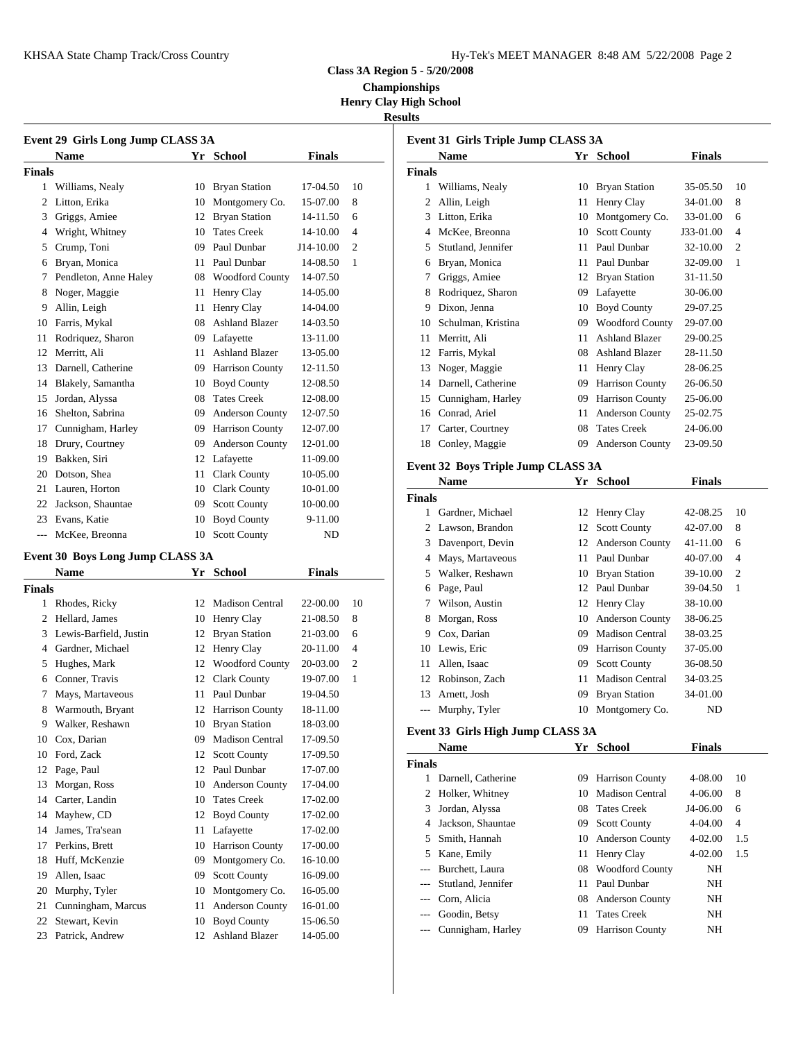**Class 3A Region 5 - 5/20/2008**

**Championships**

**Henry Clay High School**

**Results**

### Event 29 Girls Long Jump CLASS 3A

| | Name | Yr | School | Finals | |
|---|---|---|---|---|---|
| **Finals** | | | | | |
| 1 | Williams, Nealy | 10 | Bryan Station | 17-04.50 | 10 |
| 2 | Litton, Erika | 10 | Montgomery Co. | 15-07.00 | 8 |
| 3 | Griggs, Amiee | 12 | Bryan Station | 14-11.50 | 6 |
| 4 | Wright, Whitney | 10 | Tates Creek | 14-10.00 | 4 |
| 5 | Crump, Toni | 09 | Paul Dunbar | J14-10.00 | 2 |
| 6 | Bryan, Monica | 11 | Paul Dunbar | 14-08.50 | 1 |
| 7 | Pendleton, Anne Haley | 08 | Woodford County | 14-07.50 | |
| 8 | Noger, Maggie | 11 | Henry Clay | 14-05.00 | |
| 9 | Allin, Leigh | 11 | Henry Clay | 14-04.00 | |
| 10 | Farris, Mykal | 08 | Ashland Blazer | 14-03.50 | |
| 11 | Rodriquez, Sharon | 09 | Lafayette | 13-11.00 | |
| 12 | Merritt, Ali | 11 | Ashland Blazer | 13-05.00 | |
| 13 | Darnell, Catherine | 09 | Harrison County | 12-11.50 | |
| 14 | Blakely, Samantha | 10 | Boyd County | 12-08.50 | |
| 15 | Jordan, Alyssa | 08 | Tates Creek | 12-08.00 | |
| 16 | Shelton, Sabrina | 09 | Anderson County | 12-07.50 | |
| 17 | Cunnigham, Harley | 09 | Harrison County | 12-07.00 | |
| 18 | Drury, Courtney | 09 | Anderson County | 12-01.00 | |
| 19 | Bakken, Siri | 12 | Lafayette | 11-09.00 | |
| 20 | Dotson, Shea | 11 | Clark County | 10-05.00 | |
| 21 | Lauren, Horton | 10 | Clark County | 10-01.00 | |
| 22 | Jackson, Shauntae | 09 | Scott County | 10-00.00 | |
| 23 | Evans, Katie | 10 | Boyd County | 9-11.00 | |
| --- | McKee, Breonna | 10 | Scott County | ND | |

### Event 30 Boys Long Jump CLASS 3A

| | Name | Yr | School | Finals | |
|---|---|---|---|---|---|
| **Finals** | | | | | |
| 1 | Rhodes, Ricky | 12 | Madison Central | 22-00.00 | 10 |
| 2 | Hellard, James | 10 | Henry Clay | 21-08.50 | 8 |
| 3 | Lewis-Barfield, Justin | 12 | Bryan Station | 21-03.00 | 6 |
| 4 | Gardner, Michael | 12 | Henry Clay | 20-11.00 | 4 |
| 5 | Hughes, Mark | 12 | Woodford County | 20-03.00 | 2 |
| 6 | Conner, Travis | 12 | Clark County | 19-07.00 | 1 |
| 7 | Mays, Martaveous | 11 | Paul Dunbar | 19-04.50 | |
| 8 | Warmouth, Bryant | 12 | Harrison County | 18-11.00 | |
| 9 | Walker, Reshawn | 10 | Bryan Station | 18-03.00 | |
| 10 | Cox, Darian | 09 | Madison Central | 17-09.50 | |
| 10 | Ford, Zack | 12 | Scott County | 17-09.50 | |
| 12 | Page, Paul | 12 | Paul Dunbar | 17-07.00 | |
| 13 | Morgan, Ross | 10 | Anderson County | 17-04.00 | |
| 14 | Carter, Landin | 10 | Tates Creek | 17-02.00 | |
| 14 | Mayhew, CD | 12 | Boyd County | 17-02.00 | |
| 14 | James, Tra'sean | 11 | Lafayette | 17-02.00 | |
| 17 | Perkins, Brett | 10 | Harrison County | 17-00.00 | |
| 18 | Huff, McKenzie | 09 | Montgomery Co. | 16-10.00 | |
| 19 | Allen, Isaac | 09 | Scott County | 16-09.00 | |
| 20 | Murphy, Tyler | 10 | Montgomery Co. | 16-05.00 | |
| 21 | Cunningham, Marcus | 11 | Anderson County | 16-01.00 | |
| 22 | Stewart, Kevin | 10 | Boyd County | 15-06.50 | |
| 23 | Patrick, Andrew | 12 | Ashland Blazer | 14-05.00 | |

### Event 31 Girls Triple Jump CLASS 3A

| | Name | Yr | School | Finals | |
|---|---|---|---|---|---|
| **Finals** | | | | | |
| 1 | Williams, Nealy | 10 | Bryan Station | 35-05.50 | 10 |
| 2 | Allin, Leigh | 11 | Henry Clay | 34-01.00 | 8 |
| 3 | Litton, Erika | 10 | Montgomery Co. | 33-01.00 | 6 |
| 4 | McKee, Breonna | 10 | Scott County | J33-01.00 | 4 |
| 5 | Stutland, Jennifer | 11 | Paul Dunbar | 32-10.00 | 2 |
| 6 | Bryan, Monica | 11 | Paul Dunbar | 32-09.00 | 1 |
| 7 | Griggs, Amiee | 12 | Bryan Station | 31-11.50 | |
| 8 | Rodriquez, Sharon | 09 | Lafayette | 30-06.00 | |
| 9 | Dixon, Jenna | 10 | Boyd County | 29-07.25 | |
| 10 | Schulman, Kristina | 09 | Woodford County | 29-07.00 | |
| 11 | Merritt, Ali | 11 | Ashland Blazer | 29-00.25 | |
| 12 | Farris, Mykal | 08 | Ashland Blazer | 28-11.50 | |
| 13 | Noger, Maggie | 11 | Henry Clay | 28-06.25 | |
| 14 | Darnell, Catherine | 09 | Harrison County | 26-06.50 | |
| 15 | Cunnigham, Harley | 09 | Harrison County | 25-06.00 | |
| 16 | Conrad, Ariel | 11 | Anderson County | 25-02.75 | |
| 17 | Carter, Courtney | 08 | Tates Creek | 24-06.00 | |
| 18 | Conley, Maggie | 09 | Anderson County | 23-09.50 | |

### Event 32 Boys Triple Jump CLASS 3A

| | Name | Yr | School | Finals | |
|---|---|---|---|---|---|
| **Finals** | | | | | |
| 1 | Gardner, Michael | 12 | Henry Clay | 42-08.25 | 10 |
| 2 | Lawson, Brandon | 12 | Scott County | 42-07.00 | 8 |
| 3 | Davenport, Devin | 12 | Anderson County | 41-11.00 | 6 |
| 4 | Mays, Martaveous | 11 | Paul Dunbar | 40-07.00 | 4 |
| 5 | Walker, Reshawn | 10 | Bryan Station | 39-10.00 | 2 |
| 6 | Page, Paul | 12 | Paul Dunbar | 39-04.50 | 1 |
| 7 | Wilson, Austin | 12 | Henry Clay | 38-10.00 | |
| 8 | Morgan, Ross | 10 | Anderson County | 38-06.25 | |
| 9 | Cox, Darian | 09 | Madison Central | 38-03.25 | |
| 10 | Lewis, Eric | 09 | Harrison County | 37-05.00 | |
| 11 | Allen, Isaac | 09 | Scott County | 36-08.50 | |
| 12 | Robinson, Zach | 11 | Madison Central | 34-03.25 | |
| 13 | Arnett, Josh | 09 | Bryan Station | 34-01.00 | |
| --- | Murphy, Tyler | 10 | Montgomery Co. | ND | |

### Event 33 Girls High Jump CLASS 3A

| | Name | Yr | School | Finals | |
|---|---|---|---|---|---|
| **Finals** | | | | | |
| 1 | Darnell, Catherine | 09 | Harrison County | 4-08.00 | 10 |
| 2 | Holker, Whitney | 10 | Madison Central | 4-06.00 | 8 |
| 3 | Jordan, Alyssa | 08 | Tates Creek | J4-06.00 | 6 |
| 4 | Jackson, Shauntae | 09 | Scott County | 4-04.00 | 4 |
| 5 | Smith, Hannah | 10 | Anderson County | 4-02.00 | 1.5 |
| 5 | Kane, Emily | 11 | Henry Clay | 4-02.00 | 1.5 |
| --- | Burchett, Laura | 08 | Woodford County | NH | |
| --- | Stutland, Jennifer | 11 | Paul Dunbar | NH | |
| --- | Corn, Alicia | 08 | Anderson County | NH | |
| --- | Goodin, Betsy | 11 | Tates Creek | NH | |
| --- | Cunnigham, Harley | 09 | Harrison County | NH | |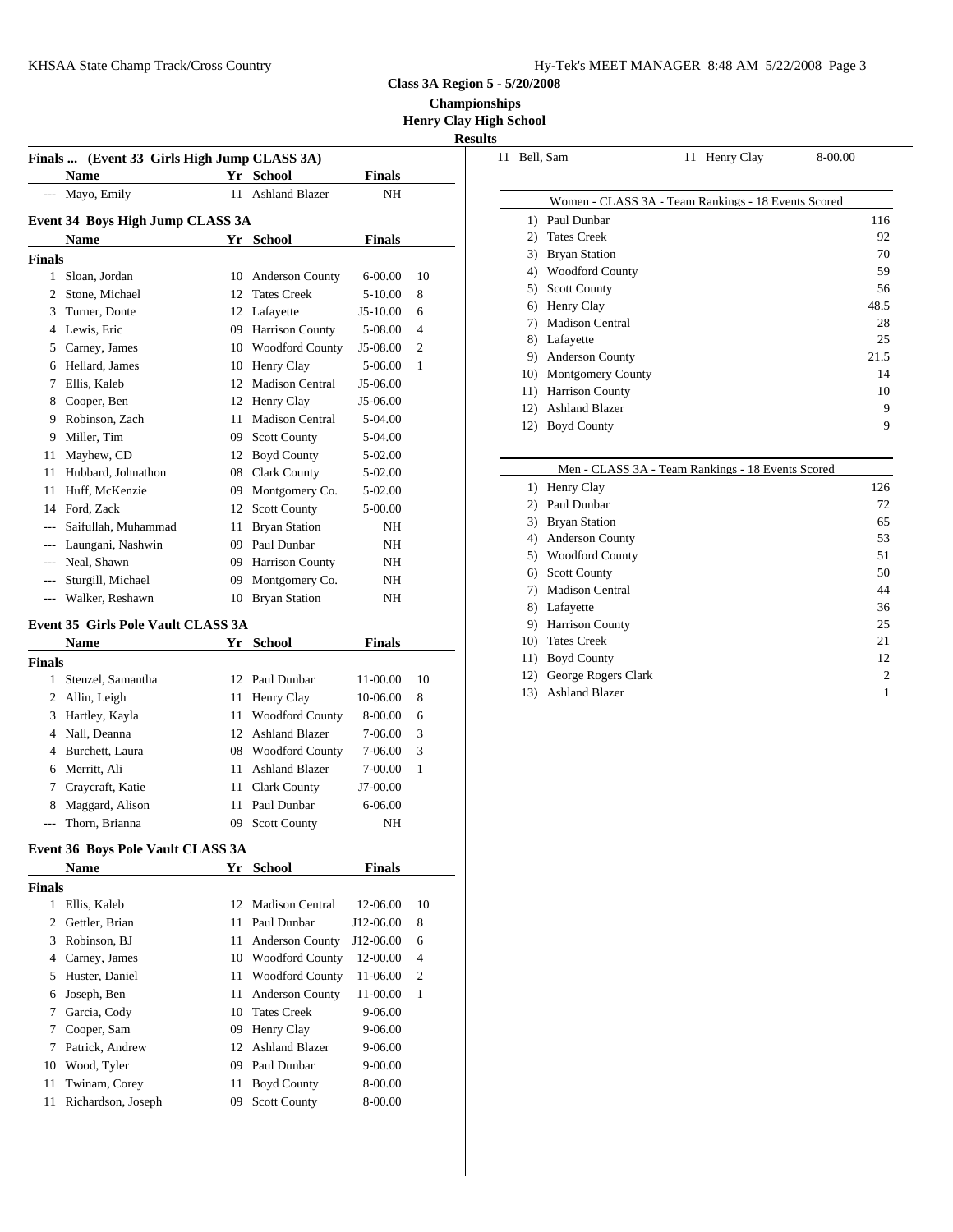**Class 3A Region 5 - 5/20/2008**

**Championships**

**Henry Clay High School**

**Results**

### Finals ... (Event 33 Girls High Jump CLASS 3A)

| | Name | Yr | School | Finals | |
|---|---|---|---|---|---|
| --- | Mayo, Emily | 11 | Ashland Blazer | NH | |

### Event 34 Boys High Jump CLASS 3A

| | Name | Yr | School | Finals | |
|---|---|---|---|---|---|
| **Finals** | | | | | |
| 1 | Sloan, Jordan | 10 | Anderson County | 6-00.00 | 10 |
| 2 | Stone, Michael | 12 | Tates Creek | 5-10.00 | 8 |
| 3 | Turner, Donte | 12 | Lafayette | J5-10.00 | 6 |
| 4 | Lewis, Eric | 09 | Harrison County | 5-08.00 | 4 |
| 5 | Carney, James | 10 | Woodford County | J5-08.00 | 2 |
| 6 | Hellard, James | 10 | Henry Clay | 5-06.00 | 1 |
| 7 | Ellis, Kaleb | 12 | Madison Central | J5-06.00 | |
| 8 | Cooper, Ben | 12 | Henry Clay | J5-06.00 | |
| 9 | Robinson, Zach | 11 | Madison Central | 5-04.00 | |
| 9 | Miller, Tim | 09 | Scott County | 5-04.00 | |
| 11 | Mayhew, CD | 12 | Boyd County | 5-02.00 | |
| 11 | Hubbard, Johnathon | 08 | Clark County | 5-02.00 | |
| 11 | Huff, McKenzie | 09 | Montgomery Co. | 5-02.00 | |
| 14 | Ford, Zack | 12 | Scott County | 5-00.00 | |
| --- | Saifullah, Muhammad | 11 | Bryan Station | NH | |
| --- | Laungani, Nashwin | 09 | Paul Dunbar | NH | |
| --- | Neal, Shawn | 09 | Harrison County | NH | |
| --- | Sturgill, Michael | 09 | Montgomery Co. | NH | |
| --- | Walker, Reshawn | 10 | Bryan Station | NH | |

### Event 35 Girls Pole Vault CLASS 3A

| | Name | Yr | School | Finals | |
|---|---|---|---|---|---|
| **Finals** | | | | | |
| 1 | Stenzel, Samantha | 12 | Paul Dunbar | 11-00.00 | 10 |
| 2 | Allin, Leigh | 11 | Henry Clay | 10-06.00 | 8 |
| 3 | Hartley, Kayla | 11 | Woodford County | 8-00.00 | 6 |
| 4 | Nall, Deanna | 12 | Ashland Blazer | 7-06.00 | 3 |
| 4 | Burchett, Laura | 08 | Woodford County | 7-06.00 | 3 |
| 6 | Merritt, Ali | 11 | Ashland Blazer | 7-00.00 | 1 |
| 7 | Craycraft, Katie | 11 | Clark County | J7-00.00 | |
| 8 | Maggard, Alison | 11 | Paul Dunbar | 6-06.00 | |
| --- | Thorn, Brianna | 09 | Scott County | NH | |

### Event 36 Boys Pole Vault CLASS 3A

| | Name | Yr | School | Finals | |
|---|---|---|---|---|---|
| **Finals** | | | | | |
| 1 | Ellis, Kaleb | 12 | Madison Central | 12-06.00 | 10 |
| 2 | Gettler, Brian | 11 | Paul Dunbar | J12-06.00 | 8 |
| 3 | Robinson, BJ | 11 | Anderson County | J12-06.00 | 6 |
| 4 | Carney, James | 10 | Woodford County | 12-00.00 | 4 |
| 5 | Huster, Daniel | 11 | Woodford County | 11-06.00 | 2 |
| 6 | Joseph, Ben | 11 | Anderson County | 11-00.00 | 1 |
| 7 | Garcia, Cody | 10 | Tates Creek | 9-06.00 | |
| 7 | Cooper, Sam | 09 | Henry Clay | 9-06.00 | |
| 7 | Patrick, Andrew | 12 | Ashland Blazer | 9-06.00 | |
| 10 | Wood, Tyler | 09 | Paul Dunbar | 9-00.00 | |
| 11 | Twinam, Corey | 11 | Boyd County | 8-00.00 | |
| 11 | Richardson, Joseph | 09 | Scott County | 8-00.00 | |
| 11 | Bell, Sam | 11 | Henry Clay | 8-00.00 | |

### Women - CLASS 3A - Team Rankings - 18 Events Scored

| | | |
|---|---|---|
| 1) | Paul Dunbar | 116 |
| 2) | Tates Creek | 92 |
| 3) | Bryan Station | 70 |
| 4) | Woodford County | 59 |
| 5) | Scott County | 56 |
| 6) | Henry Clay | 48.5 |
| 7) | Madison Central | 28 |
| 8) | Lafayette | 25 |
| 9) | Anderson County | 21.5 |
| 10) | Montgomery County | 14 |
| 11) | Harrison County | 10 |
| 12) | Ashland Blazer | 9 |
| 12) | Boyd County | 9 |

### Men - CLASS 3A - Team Rankings - 18 Events Scored

| | | |
|---|---|---|
| 1) | Henry Clay | 126 |
| 2) | Paul Dunbar | 72 |
| 3) | Bryan Station | 65 |
| 4) | Anderson County | 53 |
| 5) | Woodford County | 51 |
| 6) | Scott County | 50 |
| 7) | Madison Central | 44 |
| 8) | Lafayette | 36 |
| 9) | Harrison County | 25 |
| 10) | Tates Creek | 21 |
| 11) | Boyd County | 12 |
| 12) | George Rogers Clark | 2 |
| 13) | Ashland Blazer | 1 |